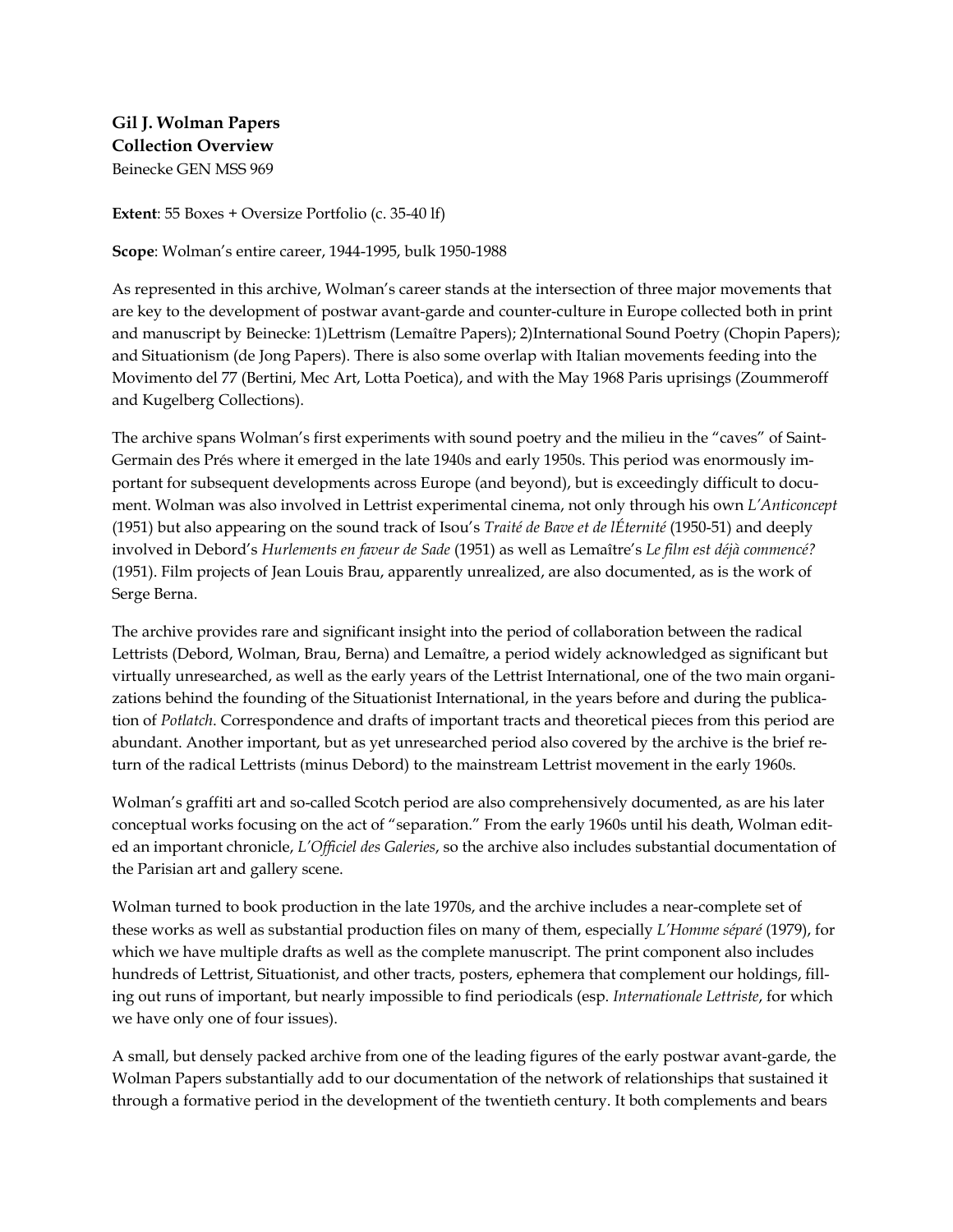**Gil J. Wolman Papers**
**Collection Overview**
Beinecke GEN MSS 969

**Extent**: 55 Boxes + Oversize Portfolio (c. 35-40 lf)

**Scope**: Wolman's entire career, 1944-1995, bulk 1950-1988

As represented in this archive, Wolman's career stands at the intersection of three major movements that are key to the development of postwar avant-garde and counter-culture in Europe collected both in print and manuscript by Beinecke: 1)Lettrism (Lemaître Papers); 2)International Sound Poetry (Chopin Papers); and Situationism (de Jong Papers). There is also some overlap with Italian movements feeding into the Movimento del 77 (Bertini, Mec Art, Lotta Poetica), and with the May 1968 Paris uprisings (Zoummeroff and Kugelberg Collections).

The archive spans Wolman's first experiments with sound poetry and the milieu in the "caves" of Saint-Germain des Prés where it emerged in the late 1940s and early 1950s. This period was enormously important for subsequent developments across Europe (and beyond), but is exceedingly difficult to document. Wolman was also involved in Lettrist experimental cinema, not only through his own *L'Anticoncept* (1951) but also appearing on the sound track of Isou's *Traité de Bave et de lÉternité* (1950-51) and deeply involved in Debord's *Hurlements en faveur de Sade* (1951) as well as Lemaître's *Le film est déjà commencé?* (1951). Film projects of Jean Louis Brau, apparently unrealized, are also documented, as is the work of Serge Berna.

The archive provides rare and significant insight into the period of collaboration between the radical Lettrists (Debord, Wolman, Brau, Berna) and Lemaître, a period widely acknowledged as significant but virtually unresearched, as well as the early years of the Lettrist International, one of the two main organizations behind the founding of the Situationist International, in the years before and during the publication of *Potlatch*. Correspondence and drafts of important tracts and theoretical pieces from this period are abundant. Another important, but as yet unresearched period also covered by the archive is the brief return of the radical Lettrists (minus Debord) to the mainstream Lettrist movement in the early 1960s.

Wolman's graffiti art and so-called Scotch period are also comprehensively documented, as are his later conceptual works focusing on the act of "separation." From the early 1960s until his death, Wolman edited an important chronicle, *L'Officiel des Galeries*, so the archive also includes substantial documentation of the Parisian art and gallery scene.

Wolman turned to book production in the late 1970s, and the archive includes a near-complete set of these works as well as substantial production files on many of them, especially *L'Homme séparé* (1979), for which we have multiple drafts as well as the complete manuscript. The print component also includes hundreds of Lettrist, Situationist, and other tracts, posters, ephemera that complement our holdings, filling out runs of important, but nearly impossible to find periodicals (esp. *Internationale Lettriste*, for which we have only one of four issues).

A small, but densely packed archive from one of the leading figures of the early postwar avant-garde, the Wolman Papers substantially add to our documentation of the network of relationships that sustained it through a formative period in the development of the twentieth century. It both complements and bears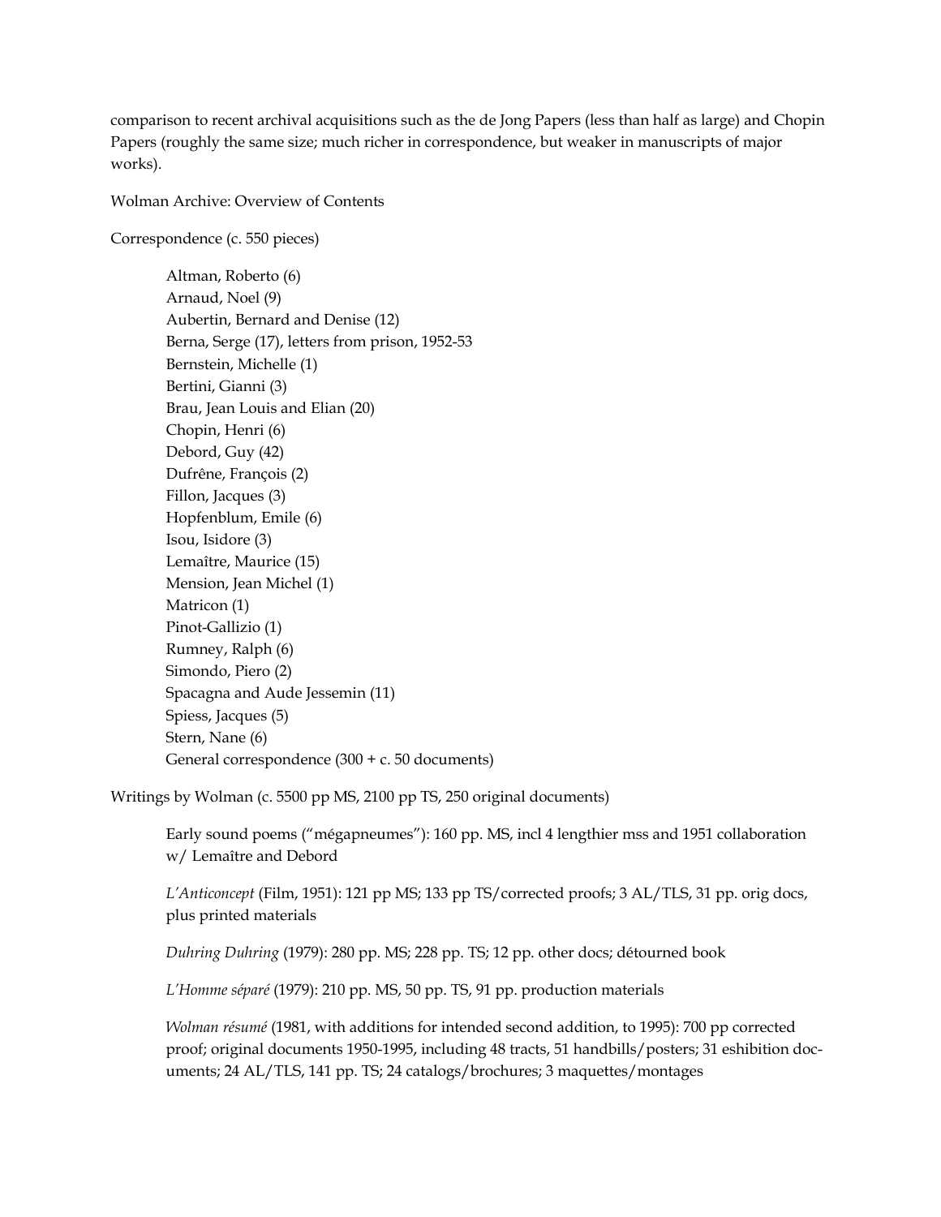comparison to recent archival acquisitions such as the de Jong Papers (less than half as large) and Chopin Papers (roughly the same size; much richer in correspondence, but weaker in manuscripts of major works).

Wolman Archive: Overview of Contents

Correspondence (c. 550 pieces)

> Altman, Roberto (6)
> Arnaud, Noel (9)
> Aubertin, Bernard and Denise (12)
> Berna, Serge (17), letters from prison, 1952-53
> Bernstein, Michelle (1)
> Bertini, Gianni (3)
> Brau, Jean Louis and Elian (20)
> Chopin, Henri (6)
> Debord, Guy (42)
> Dufrêne, François (2)
> Fillon, Jacques (3)
> Hopfenblum, Emile (6)
> Isou, Isidore (3)
> Lemaître, Maurice (15)
> Mension, Jean Michel (1)
> Matricon (1)
> Pinot-Gallizio (1)
> Rumney, Ralph (6)
> Simondo, Piero (2)
> Spacagna and Aude Jessemin (11)
> Spiess, Jacques (5)
> Stern, Nane (6)
> General correspondence (300 + c. 50 documents)

Writings by Wolman (c. 5500 pp MS, 2100 pp TS, 250 original documents)

> Early sound poems ("mégapneumes"): 160 pp. MS, incl 4 lengthier mss and 1951 collaboration w/ Lemaître and Debord
>
> *L'Anticoncept* (Film, 1951): 121 pp MS; 133 pp TS/corrected proofs; 3 AL/TLS, 31 pp. orig docs, plus printed materials
>
> *Duhring Duhring* (1979): 280 pp. MS; 228 pp. TS; 12 pp. other docs; détourned book
>
> *L'Homme séparé* (1979): 210 pp. MS, 50 pp. TS, 91 pp. production materials
>
> *Wolman résumé* (1981, with additions for intended second addition, to 1995): 700 pp corrected proof; original documents 1950-1995, including 48 tracts, 51 handbills/posters; 31 eshibition documents; 24 AL/TLS, 141 pp. TS; 24 catalogs/brochures; 3 maquettes/montages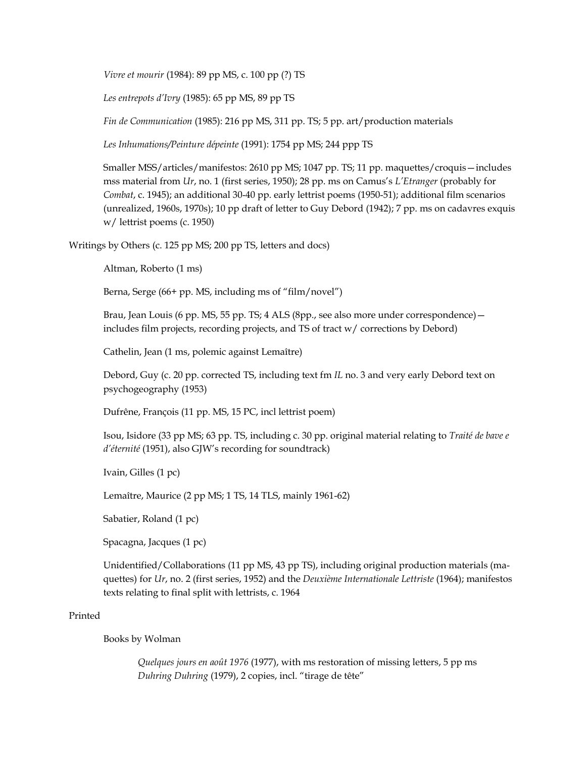*Vivre et mourir* (1984): 89 pp MS, c. 100 pp (?) TS

*Les entrepots d'Ivry* (1985): 65 pp MS, 89 pp TS

*Fin de Communication* (1985): 216 pp MS, 311 pp. TS; 5 pp. art/production materials

*Les Inhumations/Peinture dépeinte* (1991): 1754 pp MS; 244 ppp TS

Smaller MSS/articles/manifestos: 2610 pp MS; 1047 pp. TS; 11 pp. maquettes/croquis—includes mss material from *Ur*, no. 1 (first series, 1950); 28 pp. ms on Camus's *L'Etranger* (probably for *Combat*, c. 1945); an additional 30-40 pp. early lettrist poems (1950-51); additional film scenarios (unrealized, 1960s, 1970s); 10 pp draft of letter to Guy Debord (1942); 7 pp. ms on cadavres exquis w/ lettrist poems (c. 1950)

Writings by Others (c. 125 pp MS; 200 pp TS, letters and docs)

Altman, Roberto (1 ms)

Berna, Serge (66+ pp. MS, including ms of "film/novel")

Brau, Jean Louis (6 pp. MS, 55 pp. TS; 4 ALS (8pp., see also more under correspondence)—includes film projects, recording projects, and TS of tract w/ corrections by Debord)

Cathelin, Jean (1 ms, polemic against Lemaître)

Debord, Guy (c. 20 pp. corrected TS, including text fm *IL* no. 3 and very early Debord text on psychogeography (1953)

Dufrêne, François (11 pp. MS, 15 PC, incl lettrist poem)

Isou, Isidore (33 pp MS; 63 pp. TS, including c. 30 pp. original material relating to *Traité de bave e d'éternité* (1951), also GJW's recording for soundtrack)

Ivain, Gilles (1 pc)

Lemaître, Maurice (2 pp MS; 1 TS, 14 TLS, mainly 1961-62)

Sabatier, Roland (1 pc)

Spacagna, Jacques (1 pc)

Unidentified/Collaborations (11 pp MS, 43 pp TS), including original production materials (maquettes) for *Ur*, no. 2 (first series, 1952) and the *Deuxième Internationale Lettriste* (1964); manifestos texts relating to final split with lettrists, c. 1964

Printed

Books by Wolman

*Quelques jours en août 1976* (1977), with ms restoration of missing letters, 5 pp ms
*Duhring Duhring* (1979), 2 copies, incl. "tirage de tête"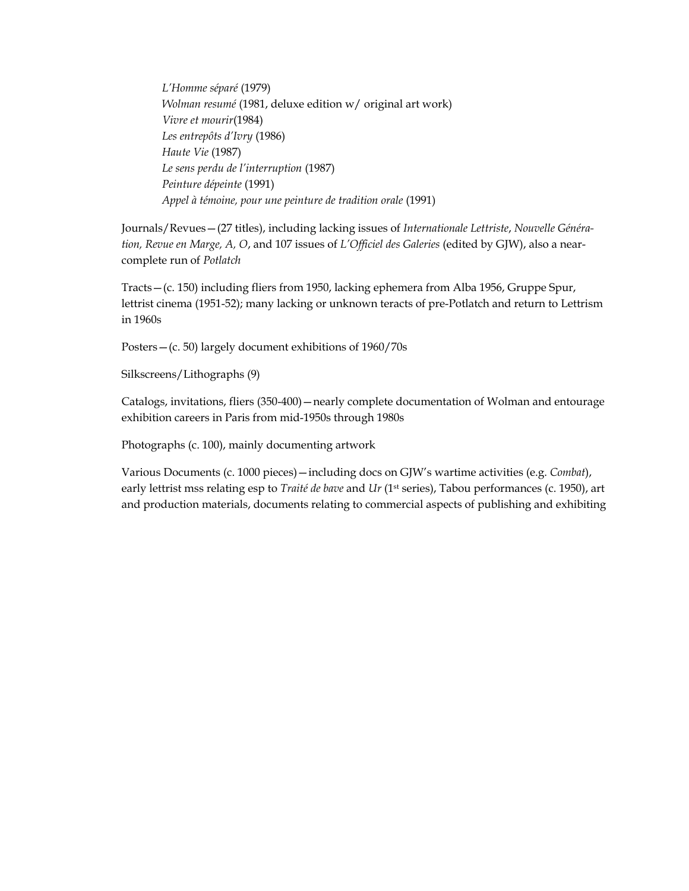*L'Homme séparé* (1979)
*Wolman resumé* (1981, deluxe edition w/ original art work)
*Vivre et mourir*(1984)
*Les entrepôts d'Ivry* (1986)
*Haute Vie* (1987)
*Le sens perdu de l'interruption* (1987)
*Peinture dépeinte* (1991)
*Appel à témoine, pour une peinture de tradition orale* (1991)

Journals/Revues—(27 titles), including lacking issues of *Internationale Lettriste*, *Nouvelle Généra-tion, Revue en Marge, A, O*, and 107 issues of *L'Officiel des Galeries* (edited by GJW), also a near-complete run of *Potlatch*

Tracts—(c. 150) including fliers from 1950, lacking ephemera from Alba 1956, Gruppe Spur, lettrist cinema (1951-52); many lacking or unknown teracts of pre-Potlatch and return to Lettrism in 1960s

Posters—(c. 50) largely document exhibitions of 1960/70s

Silkscreens/Lithographs (9)

Catalogs, invitations, fliers (350-400)—nearly complete documentation of Wolman and entourage exhibition careers in Paris from mid-1950s through 1980s

Photographs (c. 100), mainly documenting artwork

Various Documents (c. 1000 pieces)—including docs on GJW's wartime activities (e.g. *Combat*), early lettrist mss relating esp to *Traité de bave* and *Ur* (1st series), Tabou performances (c. 1950), art and production materials, documents relating to commercial aspects of publishing and exhibiting